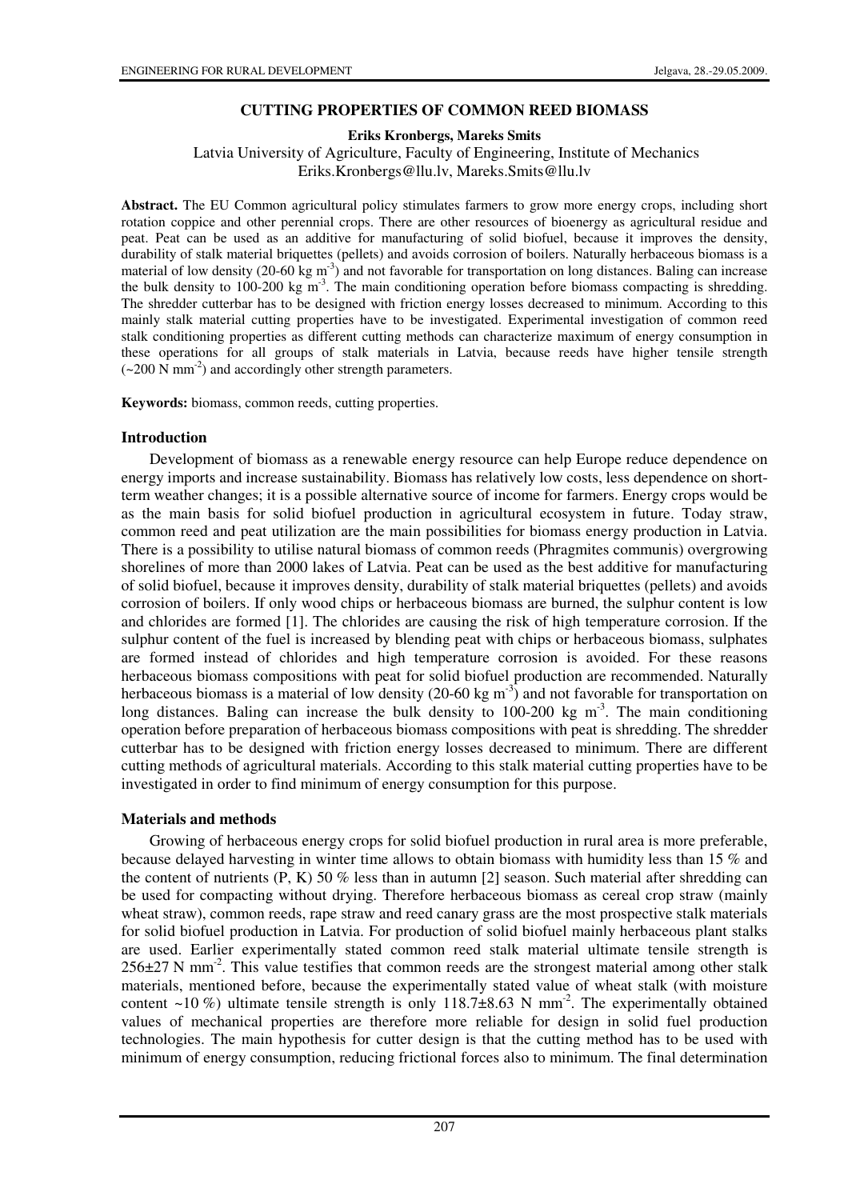# CUTTING PROPERTIES OF COMMON REED BIOMASS

**Eriks Kronbergs, Mareks Smits**

Latvia University of Agriculture, Faculty of Engineering, Institute of Mechanics
Eriks.Kronbergs@llu.lv, Mareks.Smits@llu.lv

**Abstract.** The EU Common agricultural policy stimulates farmers to grow more energy crops, including short rotation coppice and other perennial crops. There are other resources of bioenergy as agricultural residue and peat. Peat can be used as an additive for manufacturing of solid biofuel, because it improves the density, durability of stalk material briquettes (pellets) and avoids corrosion of boilers. Naturally herbaceous biomass is a material of low density (20-60 kg $m^{-3}$) and not favorable for transportation on long distances. Baling can increase the bulk density to 100-200 kg $m^{-3}$. The main conditioning operation before biomass compacting is shredding. The shredder cutterbar has to be designed with friction energy losses decreased to minimum. According to this mainly stalk material cutting properties have to be investigated. Experimental investigation of common reed stalk conditioning properties as different cutting methods can characterize maximum of energy consumption in these operations for all groups of stalk materials in Latvia, because reeds have higher tensile strength (~200 N $mm^{-2}$) and accordingly other strength parameters.

**Keywords:** biomass, common reeds, cutting properties.

## Introduction

Development of biomass as a renewable energy resource can help Europe reduce dependence on energy imports and increase sustainability. Biomass has relatively low costs, less dependence on short-term weather changes; it is a possible alternative source of income for farmers. Energy crops would be as the main basis for solid biofuel production in agricultural ecosystem in future. Today straw, common reed and peat utilization are the main possibilities for biomass energy production in Latvia. There is a possibility to utilise natural biomass of common reeds (Phragmites communis) overgrowing shorelines of more than 2000 lakes of Latvia. Peat can be used as the best additive for manufacturing of solid biofuel, because it improves density, durability of stalk material briquettes (pellets) and avoids corrosion of boilers. If only wood chips or herbaceous biomass are burned, the sulphur content is low and chlorides are formed [1]. The chlorides are causing the risk of high temperature corrosion. If the sulphur content of the fuel is increased by blending peat with chips or herbaceous biomass, sulphates are formed instead of chlorides and high temperature corrosion is avoided. For these reasons herbaceous biomass compositions with peat for solid biofuel production are recommended. Naturally herbaceous biomass is a material of low density (20-60 kg $m^{-3}$) and not favorable for transportation on long distances. Baling can increase the bulk density to 100-200 kg $m^{-3}$. The main conditioning operation before preparation of herbaceous biomass compositions with peat is shredding. The shredder cutterbar has to be designed with friction energy losses decreased to minimum. There are different cutting methods of agricultural materials. According to this stalk material cutting properties have to be investigated in order to find minimum of energy consumption for this purpose.

## Materials and methods

Growing of herbaceous energy crops for solid biofuel production in rural area is more preferable, because delayed harvesting in winter time allows to obtain biomass with humidity less than 15 % and the content of nutrients (P, K) 50 % less than in autumn [2] season. Such material after shredding can be used for compacting without drying. Therefore herbaceous biomass as cereal crop straw (mainly wheat straw), common reeds, rape straw and reed canary grass are the most prospective stalk materials for solid biofuel production in Latvia. For production of solid biofuel mainly herbaceous plant stalks are used. Earlier experimentally stated common reed stalk material ultimate tensile strength is 256±27 N $mm^{-2}$. This value testifies that common reeds are the strongest material among other stalk materials, mentioned before, because the experimentally stated value of wheat stalk (with moisture content ~10 %) ultimate tensile strength is only 118.7±8.63 N $mm^{-2}$. The experimentally obtained values of mechanical properties are therefore more reliable for design in solid fuel production technologies. The main hypothesis for cutter design is that the cutting method has to be used with minimum of energy consumption, reducing frictional forces also to minimum. The final determination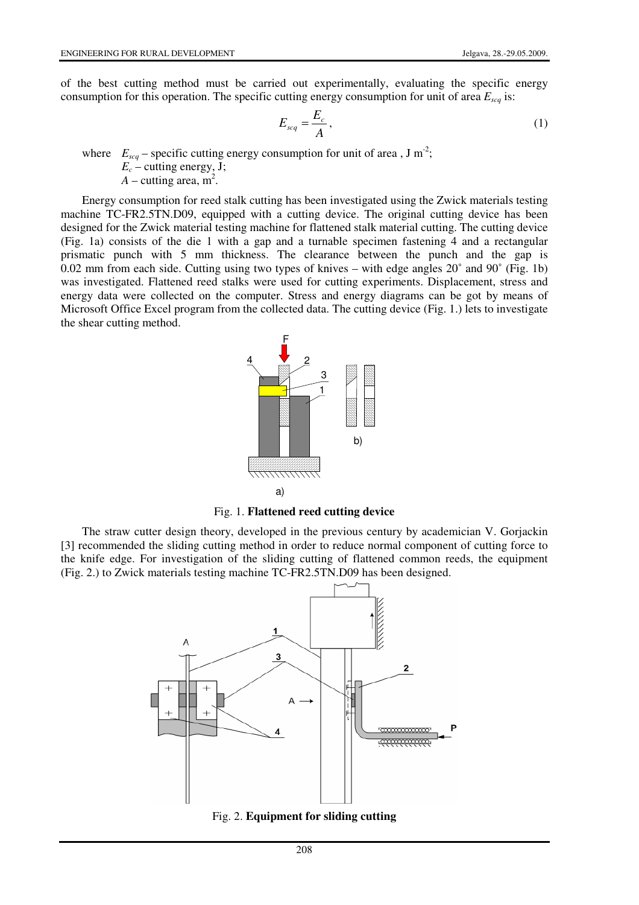of the best cutting method must be carried out experimentally, evaluating the specific energy consumption for this operation. The specific cutting energy consumption for unit of area $E_{scq}$ is:

$$E_{scq} = \frac{E_c}{A}, \tag{1}$$

where $E_{scq}$ – specific cutting energy consumption for unit of area , J m$^{-2}$;
$E_c$ – cutting energy, J;
$A$ – cutting area, m$^2$.

Energy consumption for reed stalk cutting has been investigated using the Zwick materials testing machine TC-FR2.5TN.D09, equipped with a cutting device. The original cutting device has been designed for the Zwick material testing machine for flattened stalk material cutting. The cutting device (Fig. 1a) consists of the die 1 with a gap and a turnable specimen fastening 4 and a rectangular prismatic punch with 5 mm thickness. The clearance between the punch and the gap is 0.02 mm from each side. Cutting using two types of knives – with edge angles 20˚ and 90˚ (Fig. 1b) was investigated. Flattened reed stalks were used for cutting experiments. Displacement, stress and energy data were collected on the computer. Stress and energy diagrams can be got by means of Microsoft Office Excel program from the collected data. The cutting device (Fig. 1.) lets to investigate the shear cutting method.

Fig. 1. **Flattened reed cutting device**

The straw cutter design theory, developed in the previous century by academician V. Gorjackin [3] recommended the sliding cutting method in order to reduce normal component of cutting force to the knife edge. For investigation of the sliding cutting of flattened common reeds, the equipment (Fig. 2.) to Zwick materials testing machine TC-FR2.5TN.D09 has been designed.

Fig. 2. **Equipment for sliding cutting**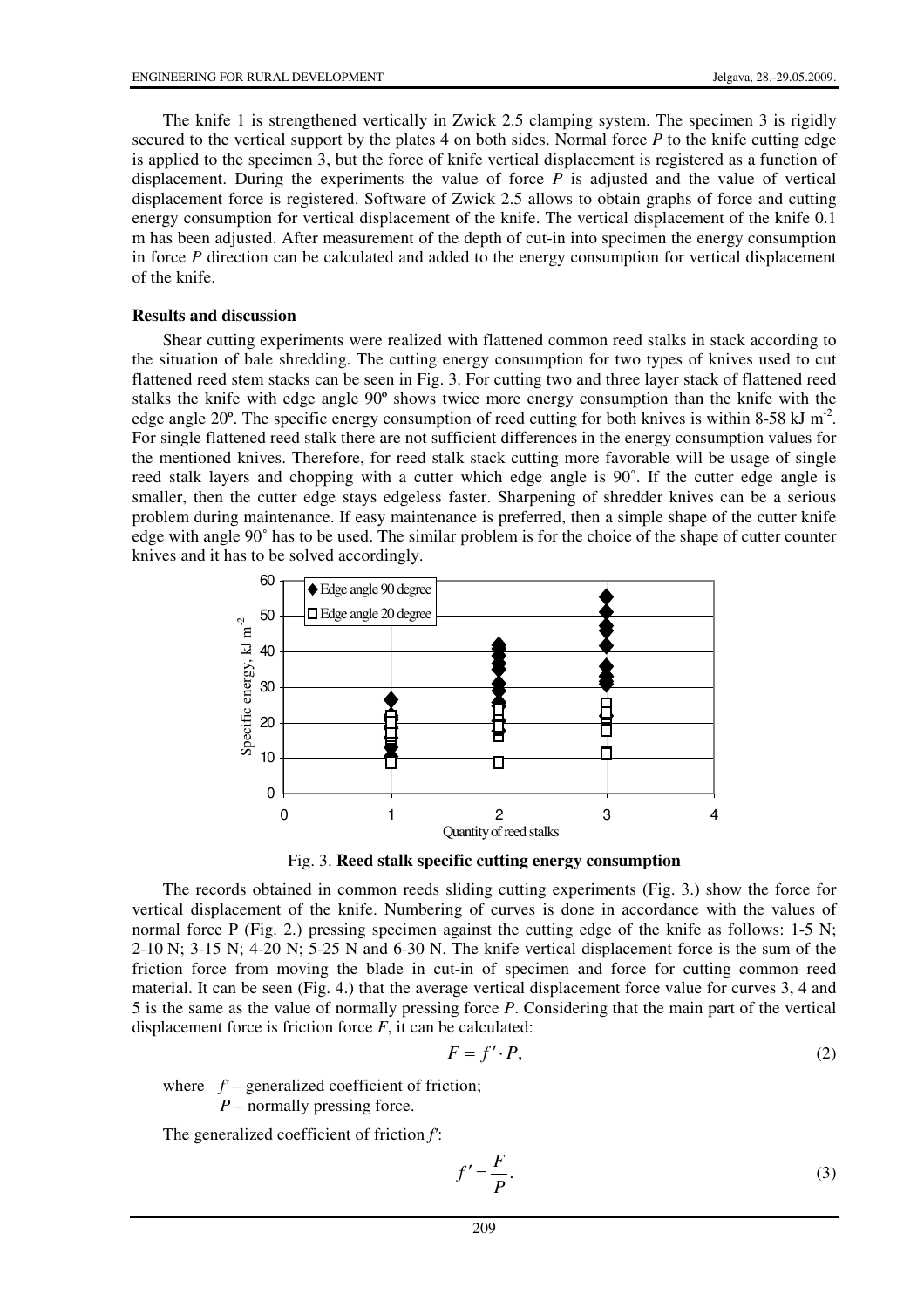The knife 1 is strengthened vertically in Zwick 2.5 clamping system. The specimen 3 is rigidly secured to the vertical support by the plates 4 on both sides. Normal force $P$ to the knife cutting edge is applied to the specimen 3, but the force of knife vertical displacement is registered as a function of displacement. During the experiments the value of force $P$ is adjusted and the value of vertical displacement force is registered. Software of Zwick 2.5 allows to obtain graphs of force and cutting energy consumption for vertical displacement of the knife. The vertical displacement of the knife 0.1 m has been adjusted. After measurement of the depth of cut-in into specimen the energy consumption in force $P$ direction can be calculated and added to the energy consumption for vertical displacement of the knife.

### Results and discussion

Shear cutting experiments were realized with flattened common reed stalks in stack according to the situation of bale shredding. The cutting energy consumption for two types of knives used to cut flattened reed stem stacks can be seen in Fig. 3. For cutting two and three layer stack of flattened reed stalks the knife with edge angle 90º shows twice more energy consumption than the knife with the edge angle 20º. The specific energy consumption of reed cutting for both knives is within 8-58 kJ $m^{-2}$. For single flattened reed stalk there are not sufficient differences in the energy consumption values for the mentioned knives. Therefore, for reed stalk stack cutting more favorable will be usage of single reed stalk layers and chopping with a cutter which edge angle is 90˚. If the cutter edge angle is smaller, then the cutter edge stays edgeless faster. Sharpening of shredder knives can be a serious problem during maintenance. If easy maintenance is preferred, then a simple shape of the cutter knife edge with angle 90˚ has to be used. The similar problem is for the choice of the shape of cutter counter knives and it has to be solved accordingly.

Fig. 3. **Reed stalk specific cutting energy consumption**

The records obtained in common reeds sliding cutting experiments (Fig. 3.) show the force for vertical displacement of the knife. Numbering of curves is done in accordance with the values of normal force P (Fig. 2.) pressing specimen against the cutting edge of the knife as follows: 1-5 N; 2-10 N; 3-15 N; 4-20 N; 5-25 N and 6-30 N. The knife vertical displacement force is the sum of the friction force from moving the blade in cut-in of specimen and force for cutting common reed material. It can be seen (Fig. 4.) that the average vertical displacement force value for curves 3, 4 and 5 is the same as the value of normally pressing force $P$. Considering that the main part of the vertical displacement force is friction force $F$, it can be calculated:

$$F = f' \cdot P, \tag{2}$$

where $f'$ – generalized coefficient of friction;
$P$ – normally pressing force.

The generalized coefficient of friction $f'$:

$$f' = \frac{F}{P}. \tag{3}$$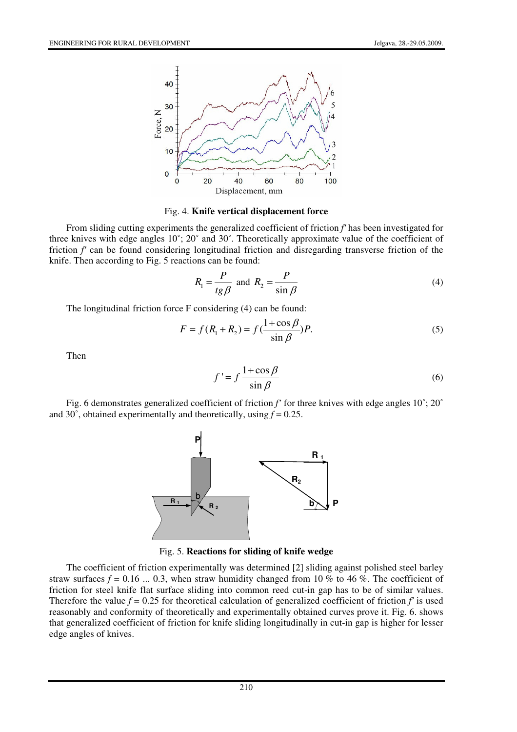Fig. 4. **Knife vertical displacement force**

From sliding cutting experiments the generalized coefficient of friction *f'* has been investigated for three knives with edge angles 10˚; 20˚ and 30˚. Theoretically approximate value of the coefficient of friction *f'* can be found considering longitudinal friction and disregarding transverse friction of the knife. Then according to Fig. 5 reactions can be found:

$$R_1 = \frac{P}{tg\beta} \text{ and } R_2 = \frac{P}{\sin\beta} \tag{4}$$

The longitudinal friction force F considering (4) can be found:

$$F = f(R_1 + R_2) = f(\frac{1+\cos\beta}{\sin\beta})P. \tag{5}$$

Then

$$f' = f\frac{1+\cos\beta}{\sin\beta} \tag{6}$$

Fig. 6 demonstrates generalized coefficient of friction *f'* for three knives with edge angles 10˚; 20˚ and 30˚, obtained experimentally and theoretically, using $f = 0.25$.

Fig. 5. **Reactions for sliding of knife wedge**

The coefficient of friction experimentally was determined [2] sliding against polished steel barley straw surfaces $f = 0.16 \ldots 0.3$, when straw humidity changed from 10 % to 46 %. The coefficient of friction for steel knife flat surface sliding into common reed cut-in gap has to be of similar values. Therefore the value $f = 0.25$ for theoretical calculation of generalized coefficient of friction *f'* is used reasonably and conformity of theoretically and experimentally obtained curves prove it. Fig. 6. shows that generalized coefficient of friction for knife sliding longitudinally in cut-in gap is higher for lesser edge angles of knives.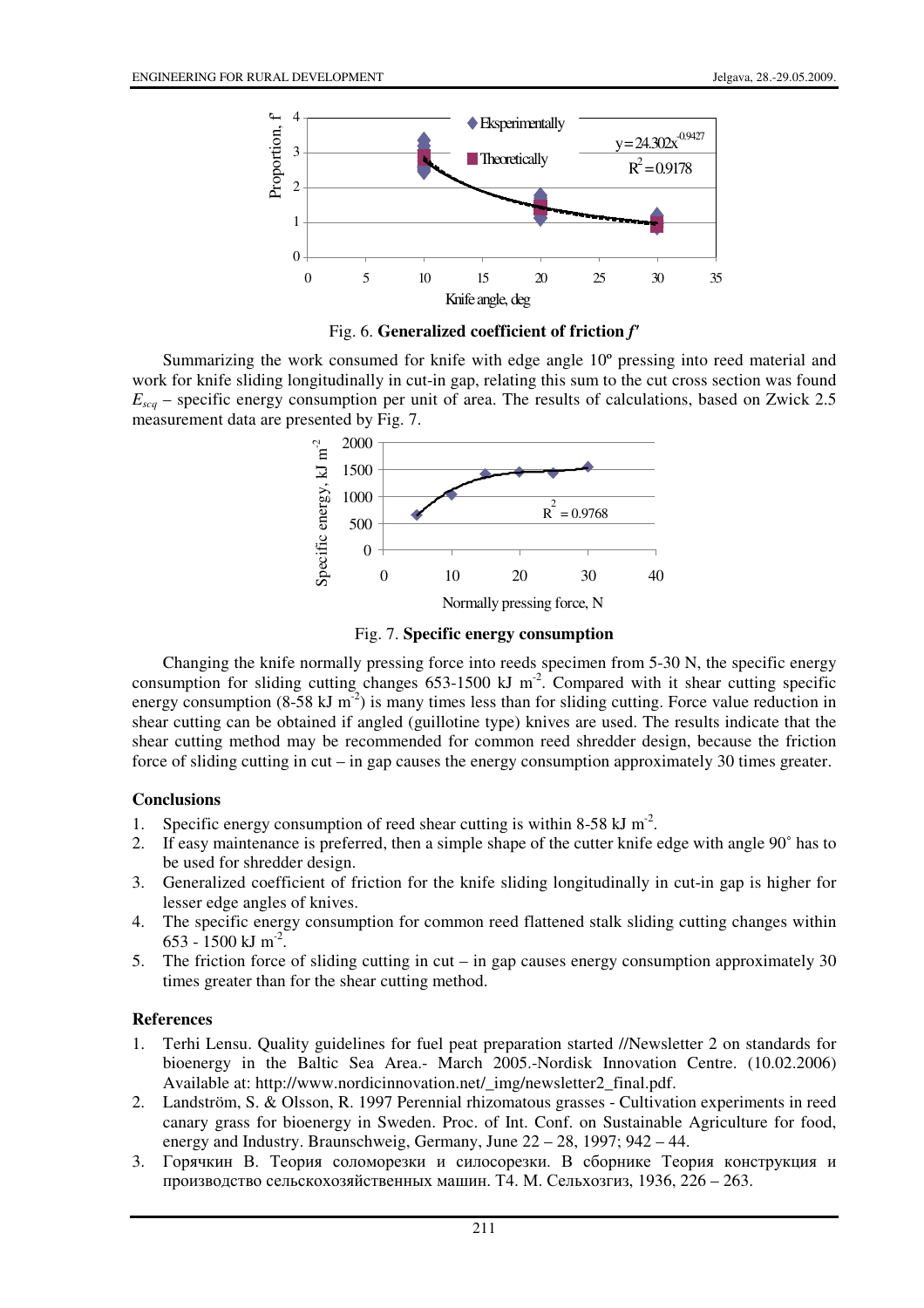Proportion, f'

4
3
2
1
0

0 5 10 15 20 25 30 35

Knife angle, deg

Eksperimentally

Theoretically

$y = 24.302x^{-0.9427}$

$R^2 = 0.9178$

Fig. 6. **Generalized coefficient of friction *f'***

Summarizing the work consumed for knife with edge angle 10º pressing into reed material and work for knife sliding longitudinally in cut-in gap, relating this sum to the cut cross section was found $E_{scq}$ – specific energy consumption per unit of area. The results of calculations, based on Zwick 2.5 measurement data are presented by Fig. 7.

Specific energy, kJ m$^{-2}$

2000
1500
1000
500
0

0 10 20 30 40

Normally pressing force, N

$R^2 = 0.9768$

Fig. 7. **Specific energy consumption**

Changing the knife normally pressing force into reeds specimen from 5-30 N, the specific energy consumption for sliding cutting changes 653-1500 kJ m$^{-2}$. Compared with it shear cutting specific energy consumption (8-58 kJ m$^{-2}$) is many times less than for sliding cutting. Force value reduction in shear cutting can be obtained if angled (guillotine type) knives are used. The results indicate that the shear cutting method may be recommended for common reed shredder design, because the friction force of sliding cutting in cut – in gap causes the energy consumption approximately 30 times greater.

## Conclusions

1. Specific energy consumption of reed shear cutting is within 8-58 kJ m$^{-2}$.
2. If easy maintenance is preferred, then a simple shape of the cutter knife edge with angle 90˚ has to be used for shredder design.
3. Generalized coefficient of friction for the knife sliding longitudinally in cut-in gap is higher for lesser edge angles of knives.
4. The specific energy consumption for common reed flattened stalk sliding cutting changes within 653 - 1500 kJ m$^{-2}$.
5. The friction force of sliding cutting in cut – in gap causes energy consumption approximately 30 times greater than for the shear cutting method.

## References

1. Terhi Lensu. Quality guidelines for fuel peat preparation started //Newsletter 2 on standards for bioenergy in the Baltic Sea Area.- March 2005.-Nordisk Innovation Centre. (10.02.2006) Available at: http://www.nordicinnovation.net/_img/newsletter2_final.pdf.
2. Landström, S. & Olsson, R. 1997 Perennial rhizomatous grasses - Cultivation experiments in reed canary grass for bioenergy in Sweden. Proc. of Int. Conf. on Sustainable Agriculture for food, energy and Industry. Braunschweig, Germany, June 22 – 28, 1997; 942 – 44.
3. Горячкин В. Теория соломорезки и силосорезки. В сборнике Теория конструкция и производство сельскохозяйственных машин. Т4. М. Сельхозгиз, 1936, 226 – 263.